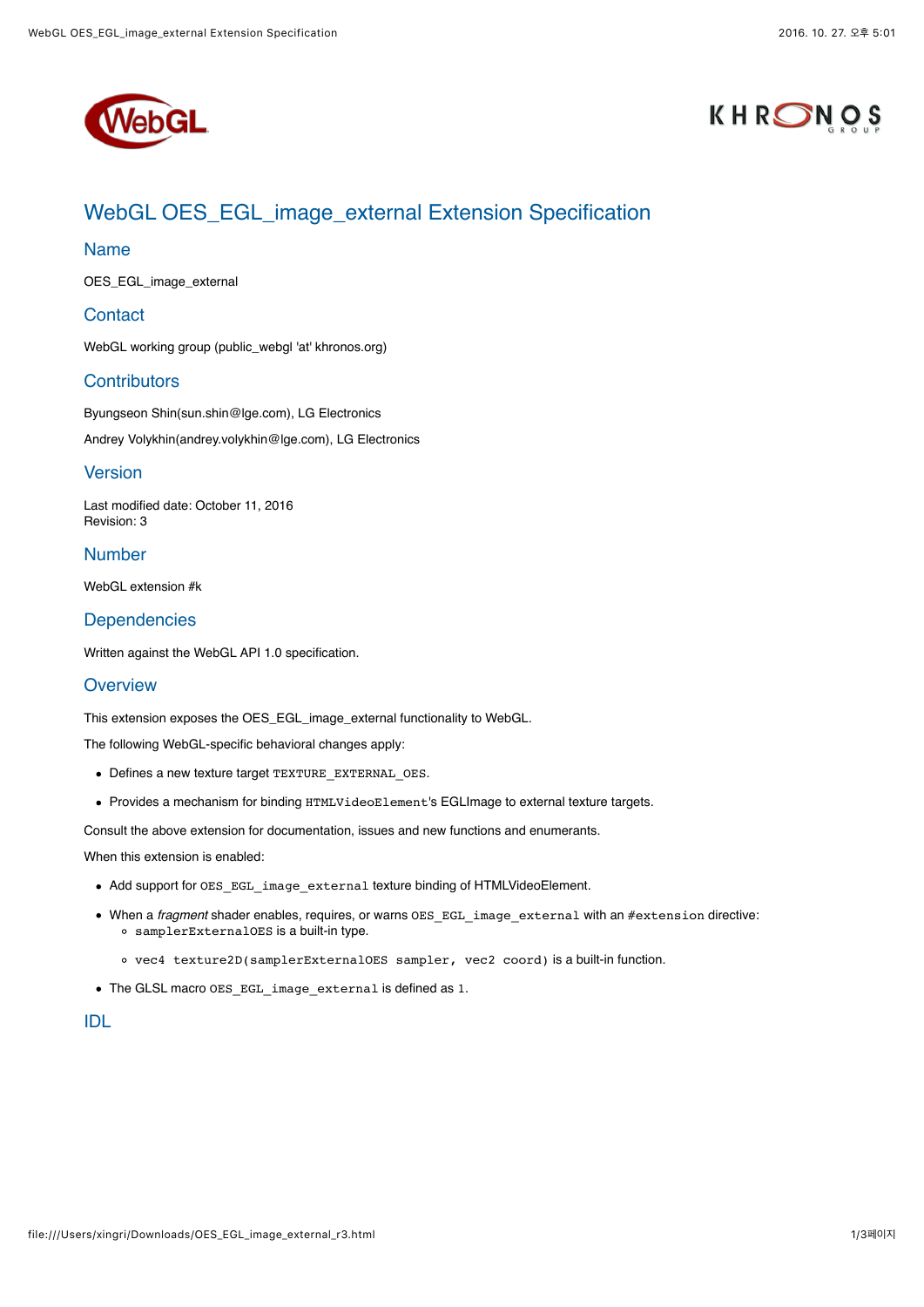# WebGL OES_EGL_image_external Extension Specification

## Name

OES_EGL_image_external

## Contact

WebGL working group (public_webgl 'at' khronos.org)

## Contributors

Byungseon Shin(sun.shin@lge.com), LG Electronics

Andrey Volykhin(andrey.volykhin@lge.com), LG Electronics

## Version

Last modified date: October 11, 2016
Revision: 3

## Number

WebGL extension #k

## Dependencies

Written against the WebGL API 1.0 specification.

## Overview

This extension exposes the OES_EGL_image_external functionality to WebGL.

The following WebGL-specific behavioral changes apply:

- Defines a new texture target `TEXTURE_EXTERNAL_OES`.
- Provides a mechanism for binding `HTMLVideoElement`'s EGLImage to external texture targets.

Consult the above extension for documentation, issues and new functions and enumerants.

When this extension is enabled:

- Add support for `OES_EGL_image_external` texture binding of HTMLVideoElement.
- When a *fragment* shader enables, requires, or warns `OES_EGL_image_external` with an `#extension` directive:
  - `samplerExternalOES` is a built-in type.
  - `vec4 texture2D(samplerExternalOES sampler, vec2 coord)` is a built-in function.
- The GLSL macro `OES_EGL_image_external` is defined as `1`.

## IDL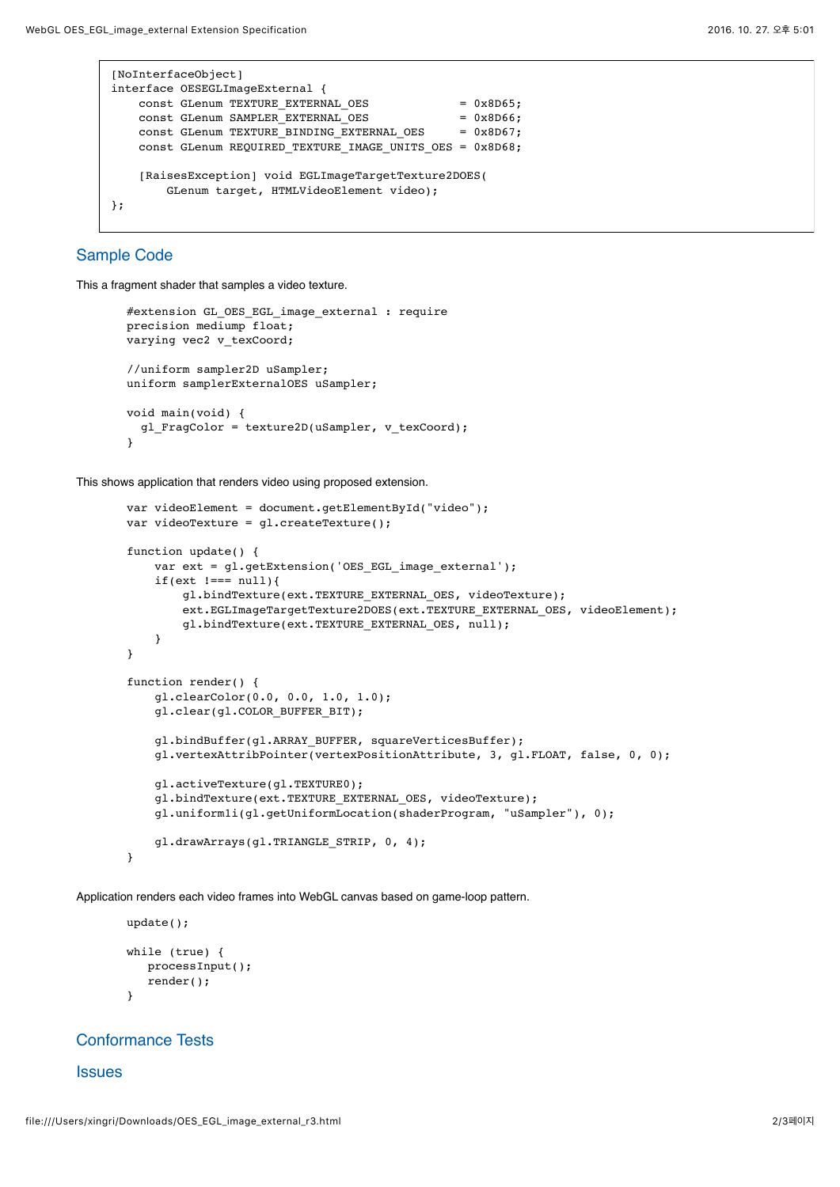```
[NoInterfaceObject]
interface OESEGLImageExternal {
    const GLenum TEXTURE_EXTERNAL_OES             = 0x8D65;
    const GLenum SAMPLER_EXTERNAL_OES             = 0x8D66;
    const GLenum TEXTURE_BINDING_EXTERNAL_OES     = 0x8D67;
    const GLenum REQUIRED_TEXTURE_IMAGE_UNITS_OES = 0x8D68;

    [RaisesException] void EGLImageTargetTexture2DOES(
        GLenum target, HTMLVideoElement video);
};
```

## Sample Code

This a fragment shader that samples a video texture.

```
#extension GL_OES_EGL_image_external : require
precision mediump float;
varying vec2 v_texCoord;

//uniform sampler2D uSampler;
uniform samplerExternalOES uSampler;

void main(void) {
  gl_FragColor = texture2D(uSampler, v_texCoord);
}
```

This shows application that renders video using proposed extension.

```
var videoElement = document.getElementById("video");
var videoTexture = gl.createTexture();

function update() {
    var ext = gl.getExtension('OES_EGL_image_external');
    if(ext !=== null){
        gl.bindTexture(ext.TEXTURE_EXTERNAL_OES, videoTexture);
        ext.EGLImageTargetTexture2DOES(ext.TEXTURE_EXTERNAL_OES, videoElement);
        gl.bindTexture(ext.TEXTURE_EXTERNAL_OES, null);
    }
}

function render() {
    gl.clearColor(0.0, 0.0, 1.0, 1.0);
    gl.clear(gl.COLOR_BUFFER_BIT);

    gl.bindBuffer(gl.ARRAY_BUFFER, squareVerticesBuffer);
    gl.vertexAttribPointer(vertexPositionAttribute, 3, gl.FLOAT, false, 0, 0);

    gl.activeTexture(gl.TEXTURE0);
    gl.bindTexture(ext.TEXTURE_EXTERNAL_OES, videoTexture);
    gl.uniform1i(gl.getUniformLocation(shaderProgram, "uSampler"), 0);

    gl.drawArrays(gl.TRIANGLE_STRIP, 0, 4);
}
```

Application renders each video frames into WebGL canvas based on game-loop pattern.

```
update();

while (true) {
   processInput();
   render();
}
```

## Conformance Tests

## Issues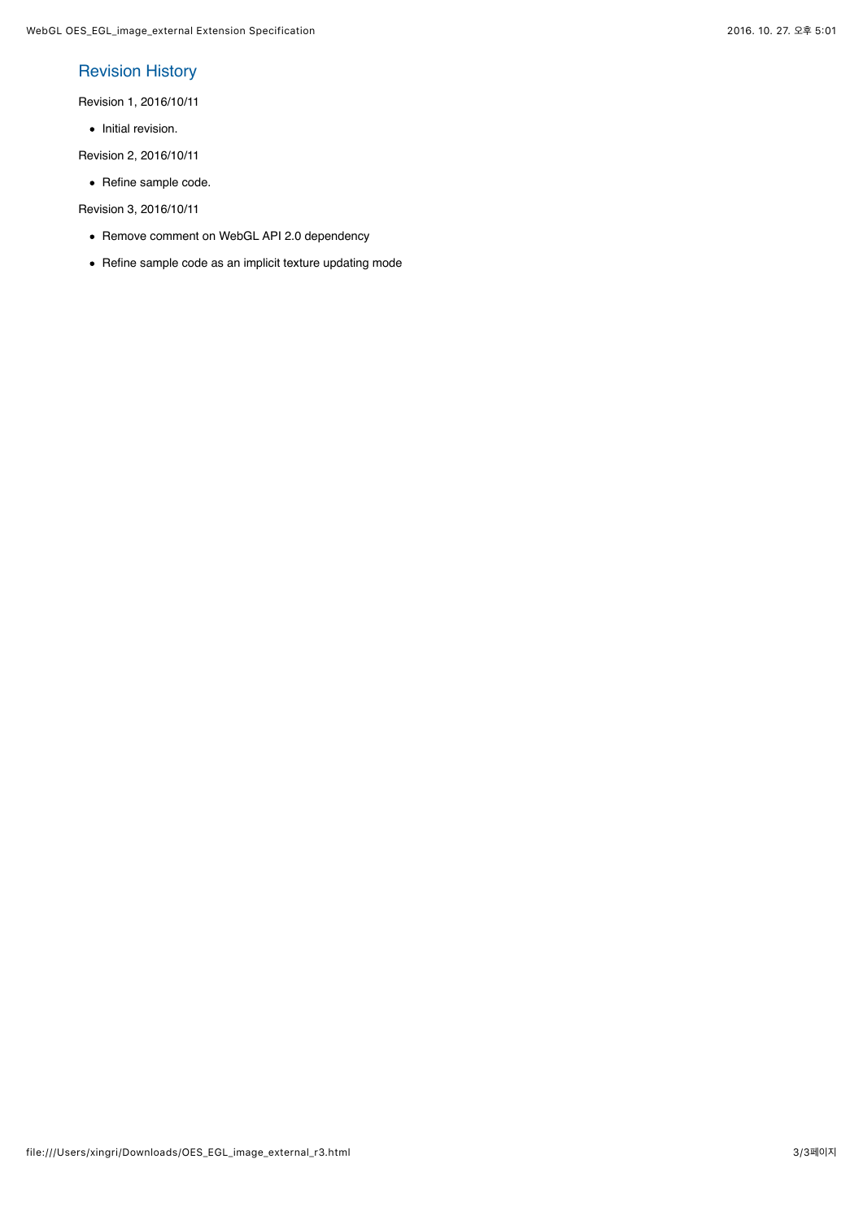## Revision History

Revision 1, 2016/10/11

- Initial revision.

Revision 2, 2016/10/11

- Refine sample code.

Revision 3, 2016/10/11

- Remove comment on WebGL API 2.0 dependency
- Refine sample code as an implicit texture updating mode